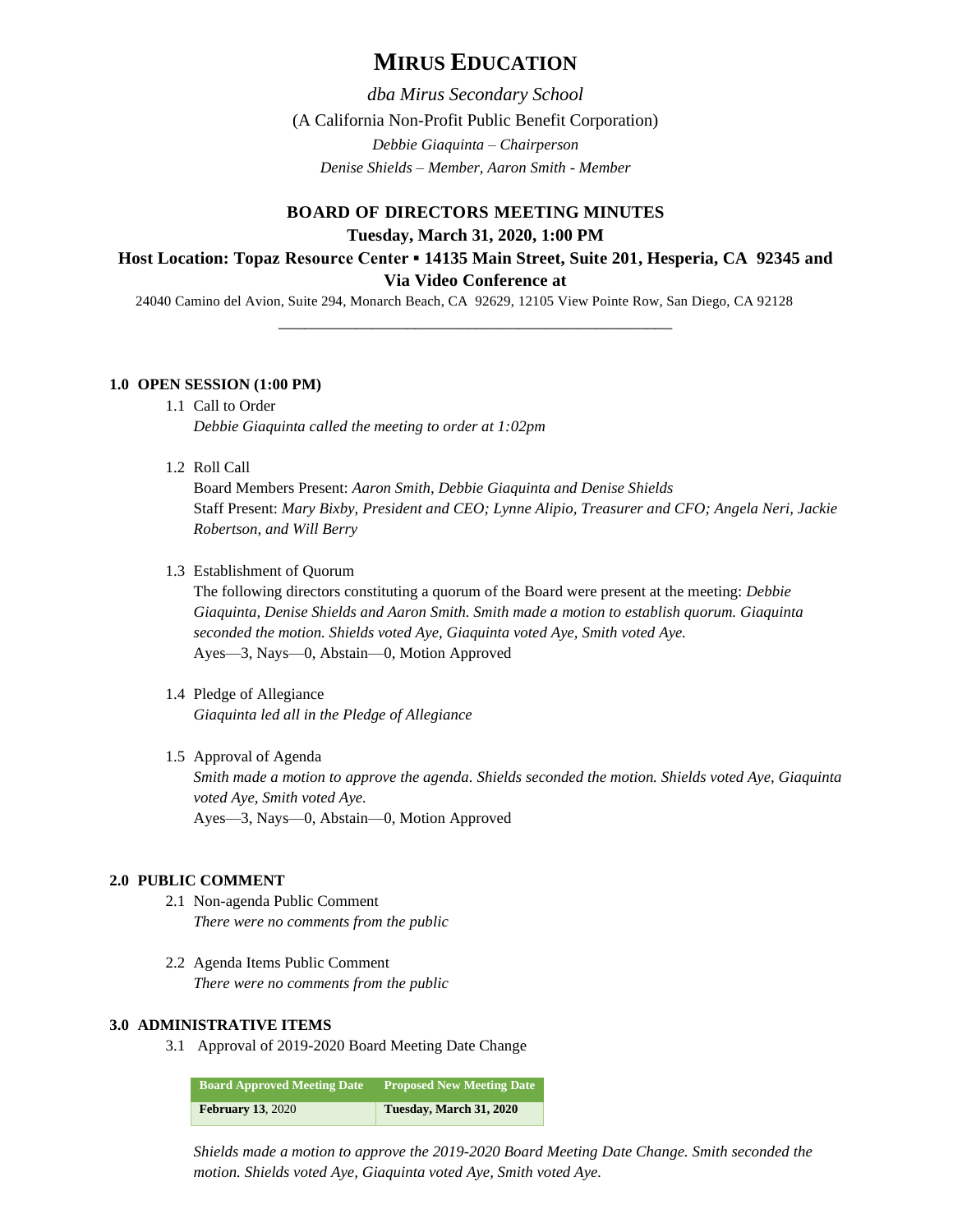# MIRUS EDUCATION

*dba Mirus Secondary School*

(A California Non-Profit Public Benefit Corporation)

*Debbie Giaquinta – Chairperson*

*Denise Shields – Member, Aaron Smith - Member*

## BOARD OF DIRECTORS MEETING MINUTES

**Tuesday, March 31, 2020, 1:00 PM**

**Host Location: Topaz Resource Center ▪ 14135 Main Street, Suite 201, Hesperia, CA 92345 and Via Video Conference at**

24040 Camino del Avion, Suite 294, Monarch Beach, CA 92629, 12105 View Pointe Row, San Diego, CA 92128

---

**1.0 OPEN SESSION (1:00 PM)**

1.1 Call to Order
*Debbie Giaquinta called the meeting to order at 1:02pm*

1.2 Roll Call
Board Members Present: *Aaron Smith, Debbie Giaquinta and Denise Shields*
Staff Present: *Mary Bixby, President and CEO; Lynne Alipio, Treasurer and CFO; Angela Neri, Jackie Robertson, and Will Berry*

1.3 Establishment of Quorum
The following directors constituting a quorum of the Board were present at the meeting: *Debbie Giaquinta, Denise Shields and Aaron Smith. Smith made a motion to establish quorum. Giaquinta seconded the motion. Shields voted Aye, Giaquinta voted Aye, Smith voted Aye.*
Ayes—3, Nays—0, Abstain—0, Motion Approved

1.4 Pledge of Allegiance
*Giaquinta led all in the Pledge of Allegiance*

1.5 Approval of Agenda
*Smith made a motion to approve the agenda. Shields seconded the motion. Shields voted Aye, Giaquinta voted Aye, Smith voted Aye.*
Ayes—3, Nays—0, Abstain—0, Motion Approved

**2.0 PUBLIC COMMENT**

2.1 Non-agenda Public Comment
*There were no comments from the public*

2.2 Agenda Items Public Comment
*There were no comments from the public*

**3.0 ADMINISTRATIVE ITEMS**

3.1 Approval of 2019-2020 Board Meeting Date Change

| Board Approved Meeting Date | Proposed New Meeting Date |
|---|---|
| **February 13**, 2020 | **Tuesday, March 31, 2020** |

*Shields made a motion to approve the 2019-2020 Board Meeting Date Change. Smith seconded the motion. Shields voted Aye, Giaquinta voted Aye, Smith voted Aye.*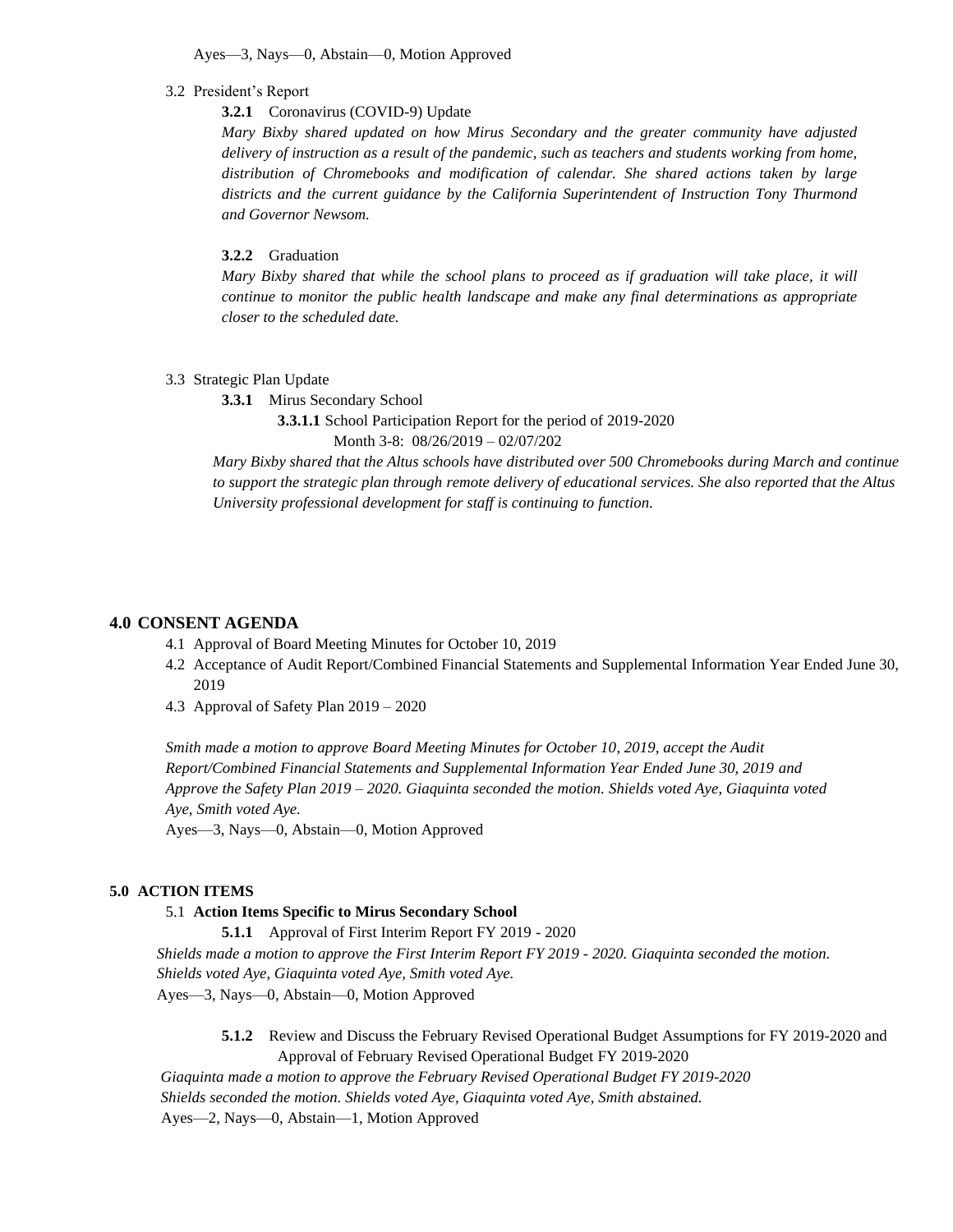Ayes—3, Nays—0, Abstain—0, Motion Approved

3.2 President's Report

**3.2.1** Coronavirus (COVID-9) Update

*Mary Bixby shared updated on how Mirus Secondary and the greater community have adjusted delivery of instruction as a result of the pandemic, such as teachers and students working from home, distribution of Chromebooks and modification of calendar. She shared actions taken by large districts and the current guidance by the California Superintendent of Instruction Tony Thurmond and Governor Newsom.*

**3.2.2** Graduation

*Mary Bixby shared that while the school plans to proceed as if graduation will take place, it will continue to monitor the public health landscape and make any final determinations as appropriate closer to the scheduled date.*

3.3 Strategic Plan Update

**3.3.1** Mirus Secondary School

**3.3.1.1** School Participation Report for the period of 2019-2020

Month 3-8: 08/26/2019 – 02/07/202

*Mary Bixby shared that the Altus schools have distributed over 500 Chromebooks during March and continue to support the strategic plan through remote delivery of educational services. She also reported that the Altus University professional development for staff is continuing to function.*

## 4.0 CONSENT AGENDA

4.1 Approval of Board Meeting Minutes for October 10, 2019

4.2 Acceptance of Audit Report/Combined Financial Statements and Supplemental Information Year Ended June 30, 2019

4.3 Approval of Safety Plan 2019 – 2020

*Smith made a motion to approve Board Meeting Minutes for October 10, 2019, accept the Audit Report/Combined Financial Statements and Supplemental Information Year Ended June 30, 2019 and Approve the Safety Plan 2019 – 2020. Giaquinta seconded the motion. Shields voted Aye, Giaquinta voted Aye, Smith voted Aye.*

Ayes—3, Nays—0, Abstain—0, Motion Approved

## 5.0 ACTION ITEMS

5.1 **Action Items Specific to Mirus Secondary School**

**5.1.1** Approval of First Interim Report FY 2019 - 2020

*Shields made a motion to approve the First Interim Report FY 2019 - 2020. Giaquinta seconded the motion. Shields voted Aye, Giaquinta voted Aye, Smith voted Aye.*

Ayes—3, Nays—0, Abstain—0, Motion Approved

**5.1.2** Review and Discuss the February Revised Operational Budget Assumptions for FY 2019-2020 and Approval of February Revised Operational Budget FY 2019-2020

*Giaquinta made a motion to approve the February Revised Operational Budget FY 2019-2020 Shields seconded the motion. Shields voted Aye, Giaquinta voted Aye, Smith abstained.*

Ayes—2, Nays—0, Abstain—1, Motion Approved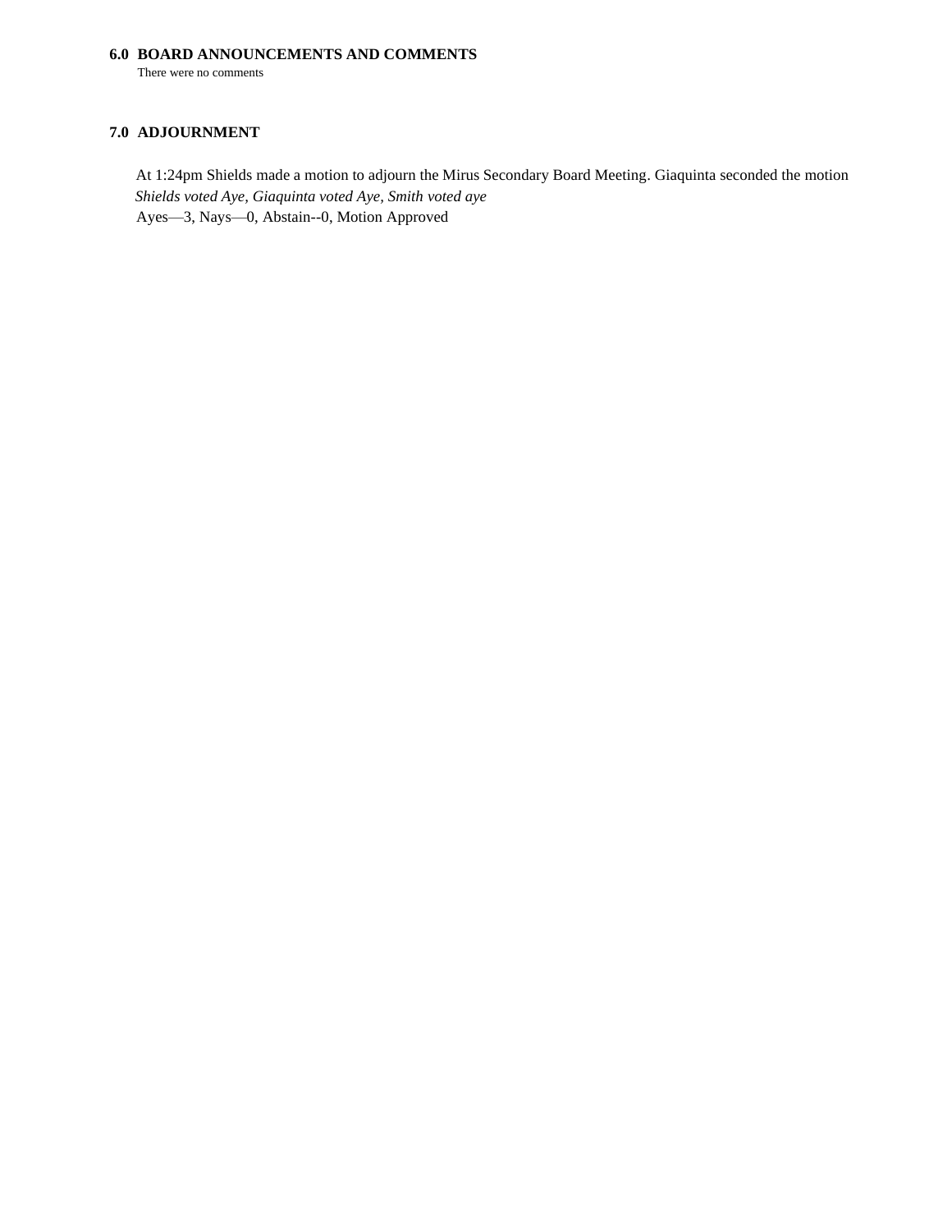## 6.0 BOARD ANNOUNCEMENTS AND COMMENTS

There were no comments

## 7.0 ADJOURNMENT

At 1:24pm Shields made a motion to adjourn the Mirus Secondary Board Meeting. Giaquinta seconded the motion

*Shields voted Aye, Giaquinta voted Aye, Smith voted aye*

Ayes—3, Nays—0, Abstain--0, Motion Approved